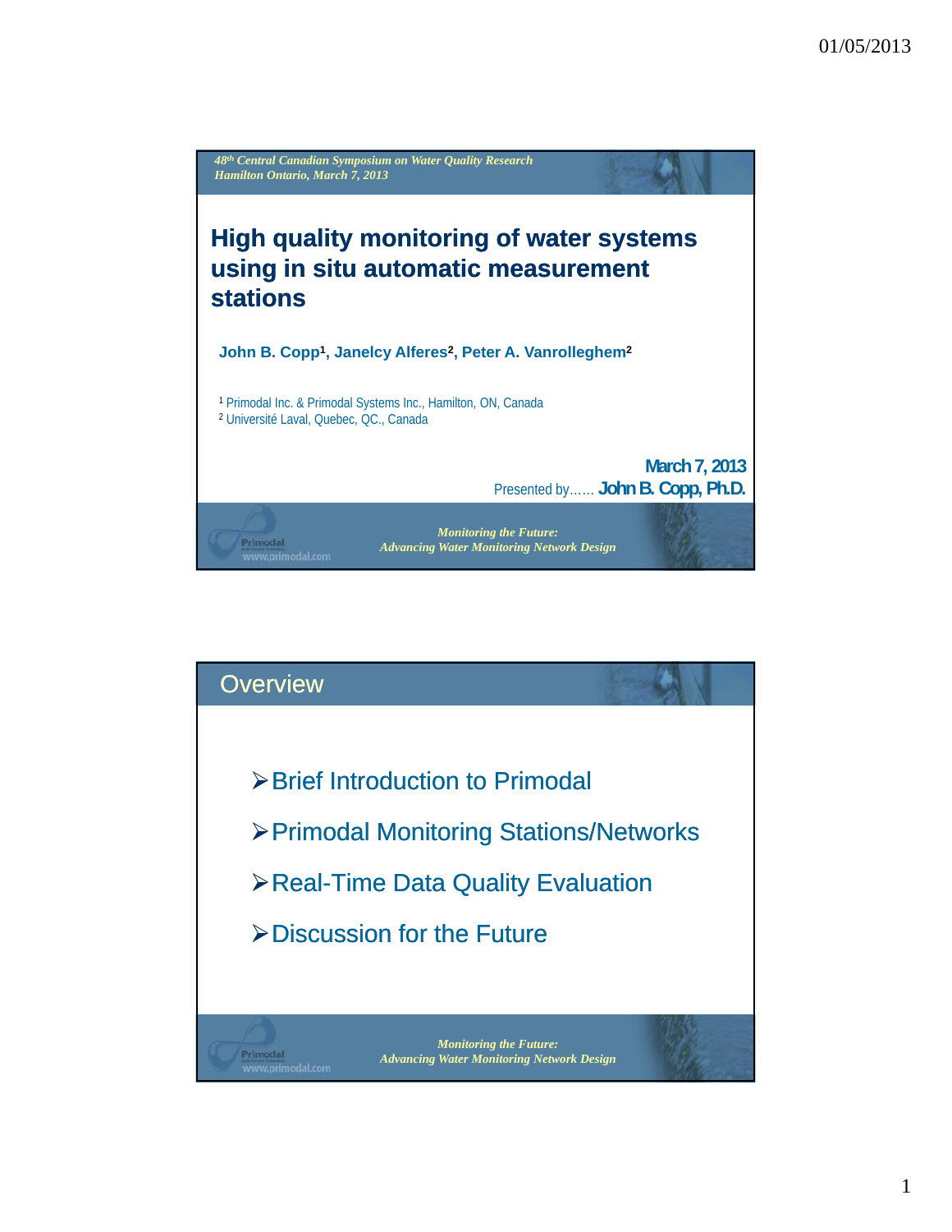*48th Central Canadian Symposium on Water Quality Research*
*Hamilton Ontario, March 7, 2013*

# High quality monitoring of water systems using in situ automatic measurement stations

**John B. Copp[1], Janelcy Alferes[2], Peter A. Vanrolleghem[2]**

[1] Primodal Inc. & Primodal Systems Inc., Hamilton, ON, Canada
[2] Université Laval, Quebec, QC., Canada

**March 7, 2013**
Presented by…… **John B. Copp, Ph.D.**

*Monitoring the Future:*
*Advancing Water Monitoring Network Design*

## Overview

- Brief Introduction to Primodal
- Primodal Monitoring Stations/Networks
- Real-Time Data Quality Evaluation
- Discussion for the Future

*Monitoring the Future:*
*Advancing Water Monitoring Network Design*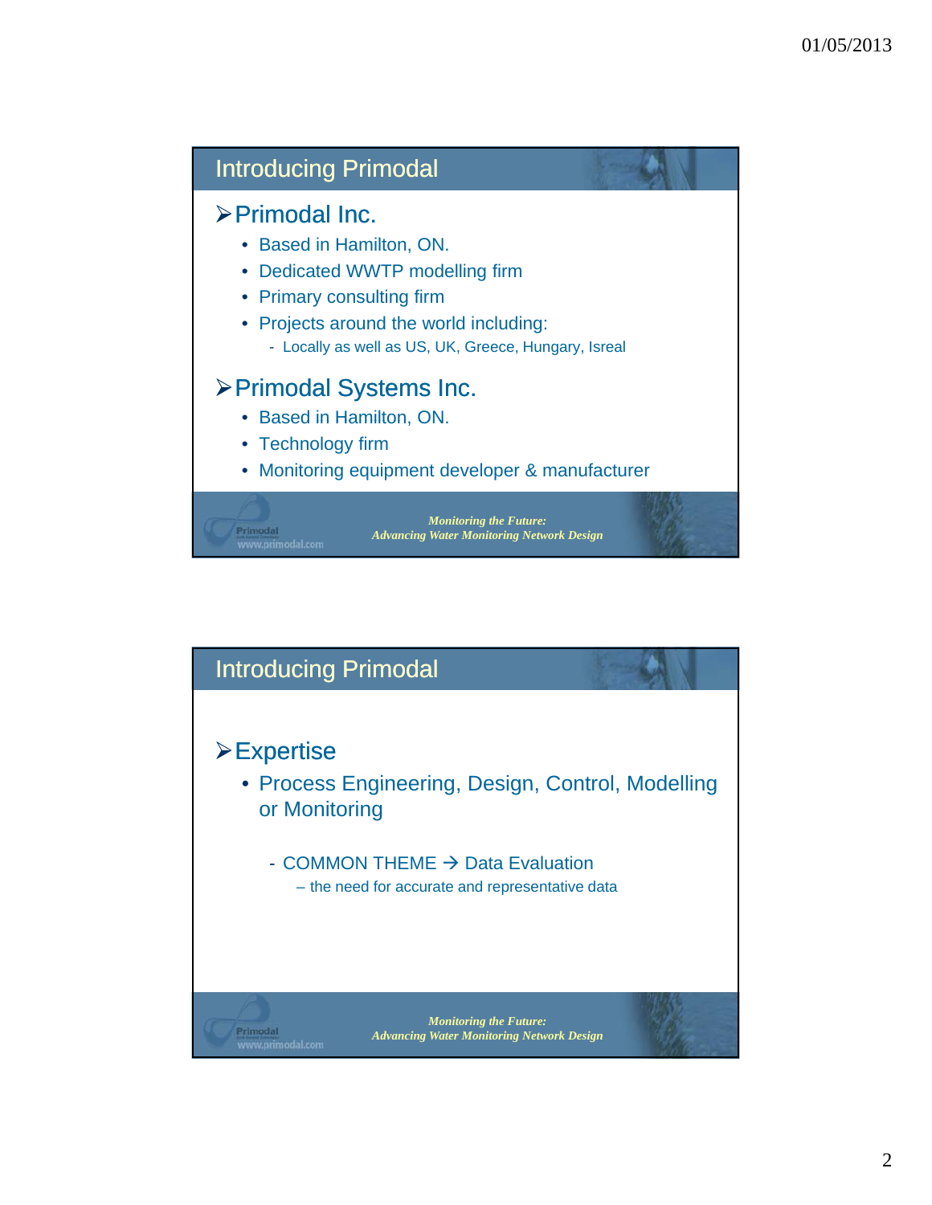## Introducing Primodal

- **Primodal Inc.**
  - Based in Hamilton, ON.
  - Dedicated WWTP modelling firm
  - Primary consulting firm
  - Projects around the world including:
    - Locally as well as US, UK, Greece, Hungary, Isreal
- **Primodal Systems Inc.**
  - Based in Hamilton, ON.
  - Technology firm
  - Monitoring equipment developer & manufacturer

*Monitoring the Future: Advancing Water Monitoring Network Design*

## Introducing Primodal

- **Expertise**
  - Process Engineering, Design, Control, Modelling or Monitoring
    - COMMON THEME → Data Evaluation
      - – the need for accurate and representative data

*Monitoring the Future: Advancing Water Monitoring Network Design*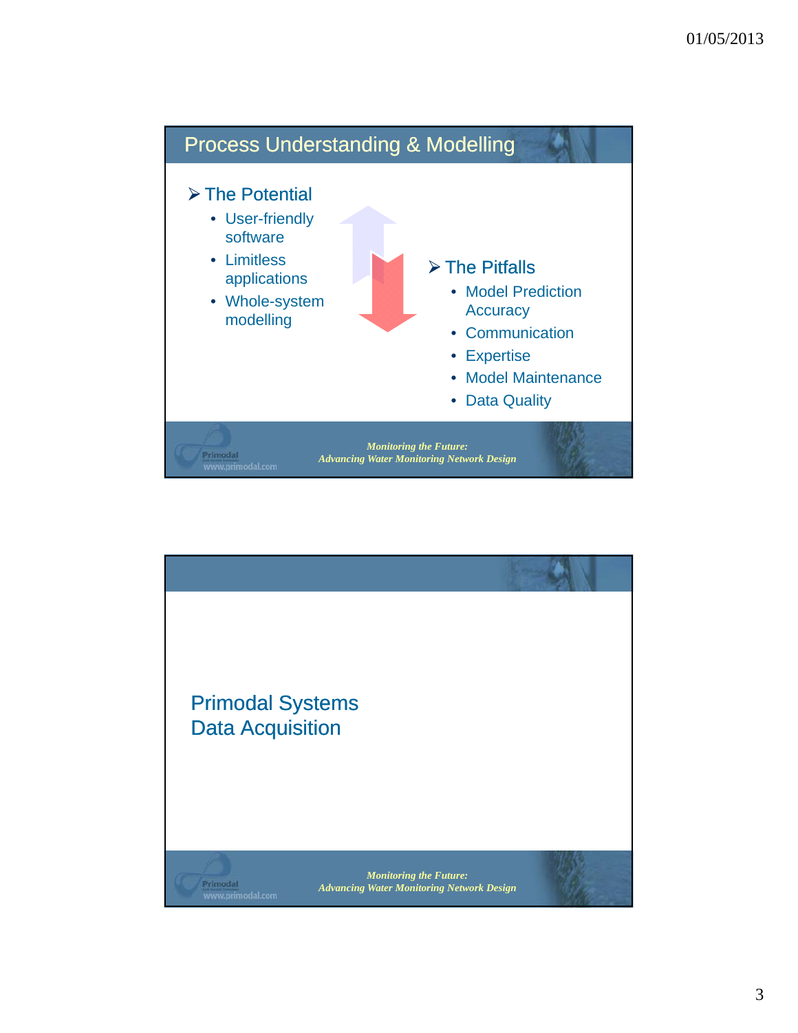## Process Understanding & Modelling

- The Potential
  - User-friendly software
  - Limitless applications
  - Whole-system modelling

- The Pitfalls
  - Model Prediction Accuracy
  - Communication
  - Expertise
  - Model Maintenance
  - Data Quality

*Monitoring the Future: Advancing Water Monitoring Network Design*

---

## Primodal Systems Data Acquisition

*Monitoring the Future: Advancing Water Monitoring Network Design*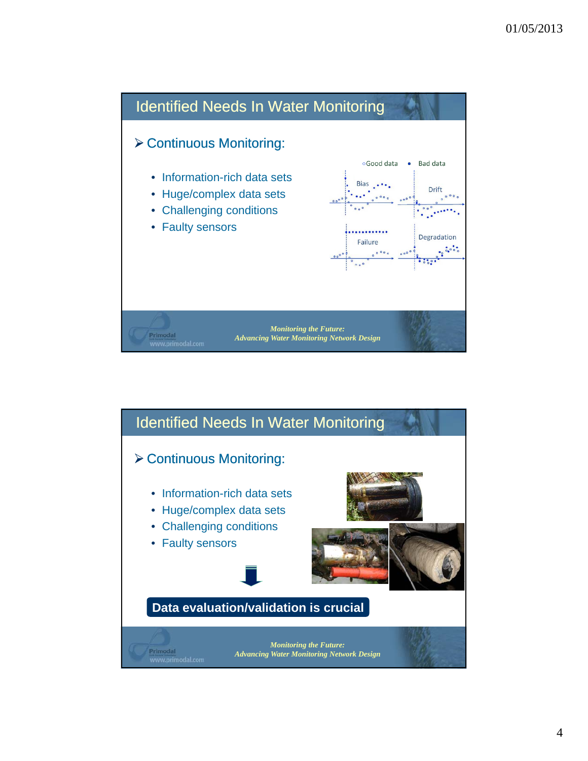## Identified Needs In Water Monitoring

- Continuous Monitoring:
  - Information-rich data sets
  - Huge/complex data sets
  - Challenging conditions
  - Faulty sensors

○Good data • Bad data

Bias | Drift | Failure | Degradation

*Monitoring the Future: Advancing Water Monitoring Network Design*

## Identified Needs In Water Monitoring

- Continuous Monitoring:
  - Information-rich data sets
  - Huge/complex data sets
  - Challenging conditions
  - Faulty sensors

**Data evaluation/validation is crucial**

*Monitoring the Future: Advancing Water Monitoring Network Design*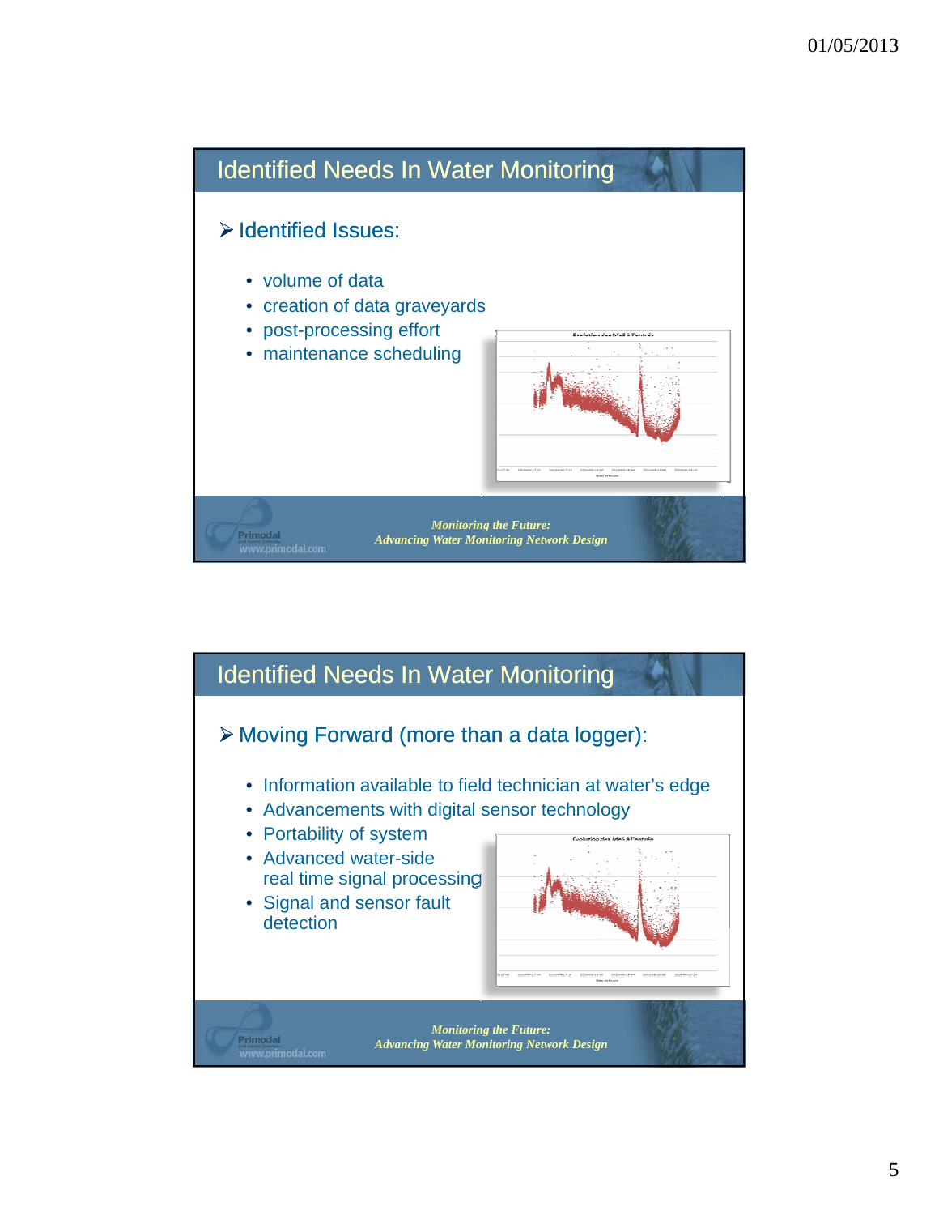## Identified Needs In Water Monitoring

- Identified Issues:
  - volume of data
  - creation of data graveyards
  - post-processing effort
  - maintenance scheduling

*Monitoring the Future: Advancing Water Monitoring Network Design*

## Identified Needs In Water Monitoring

- Moving Forward (more than a data logger):
  - Information available to field technician at water's edge
  - Advancements with digital sensor technology
  - Portability of system
  - Advanced water-side real time signal processing
  - Signal and sensor fault detection

*Monitoring the Future: Advancing Water Monitoring Network Design*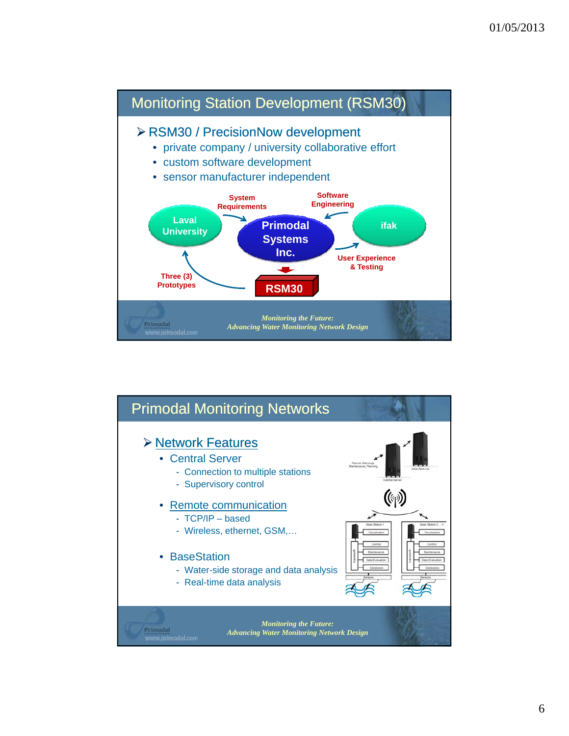## Monitoring Station Development (RSM30)

- RSM30 / PrecisionNow development
  - private company / university collaborative effort
  - custom software development
  - sensor manufacturer independent

Laval University — System Requirements → Primodal Systems Inc. ← Software Engineering — ifak

Primodal Systems Inc. → User Experience & Testing → ifak

Primodal Systems Inc. → RSM30 → Three (3) Prototypes → Laval University

*Monitoring the Future: Advancing Water Monitoring Network Design*

## Primodal Monitoring Networks

- Network Features
  - Central Server
    - Connection to multiple stations
    - Supervisory control
  - Remote communication
    - TCP/IP – based
    - Wireless, ethernet, GSM,…
  - BaseStation
    - Water-side storage and data analysis
    - Real-time data analysis

*Monitoring the Future: Advancing Water Monitoring Network Design*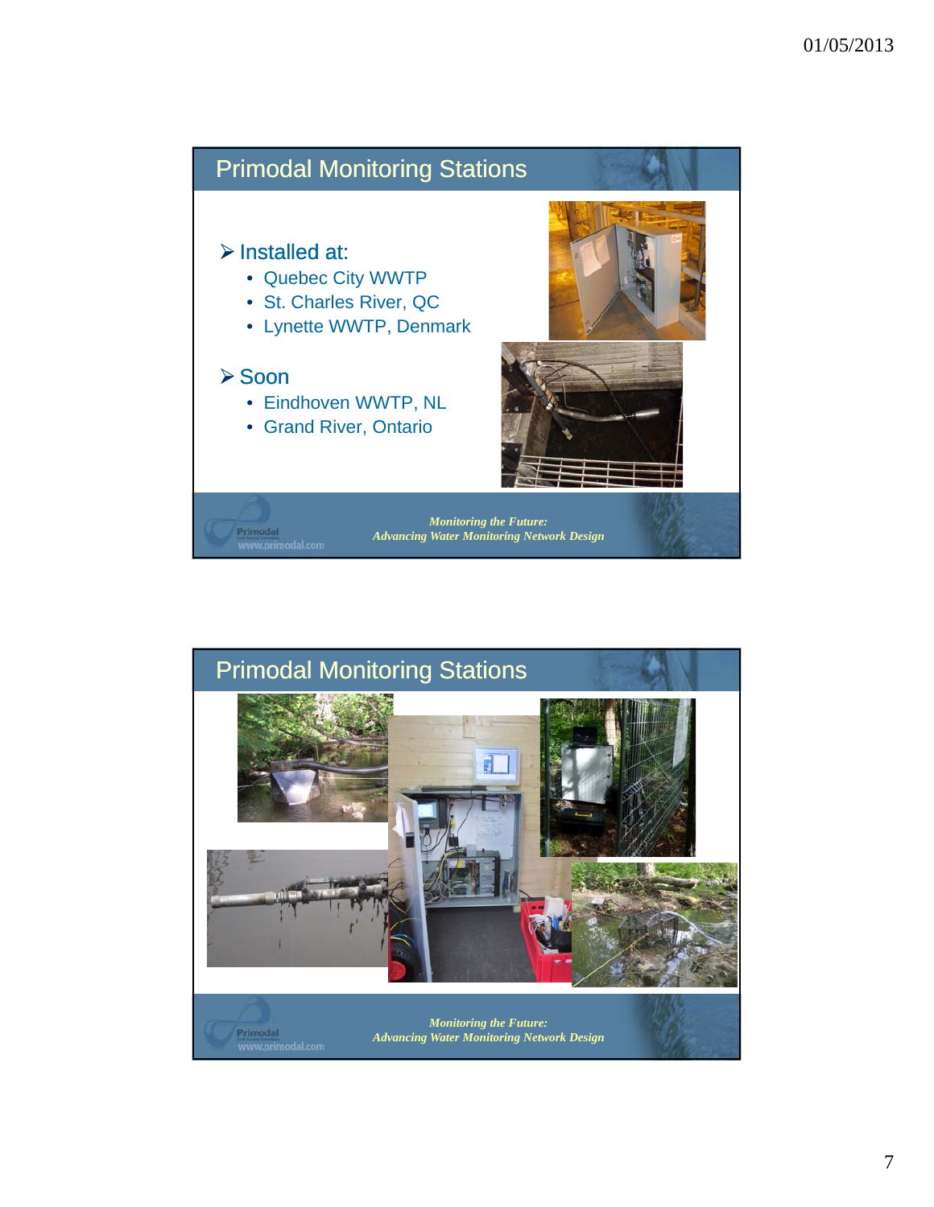## Primodal Monitoring Stations

- Installed at:
  - Quebec City WWTP
  - St. Charles River, QC
  - Lynette WWTP, Denmark
- Soon
  - Eindhoven WWTP, NL
  - Grand River, Ontario

*Monitoring the Future:*
*Advancing Water Monitoring Network Design*

## Primodal Monitoring Stations

*Monitoring the Future:*
*Advancing Water Monitoring Network Design*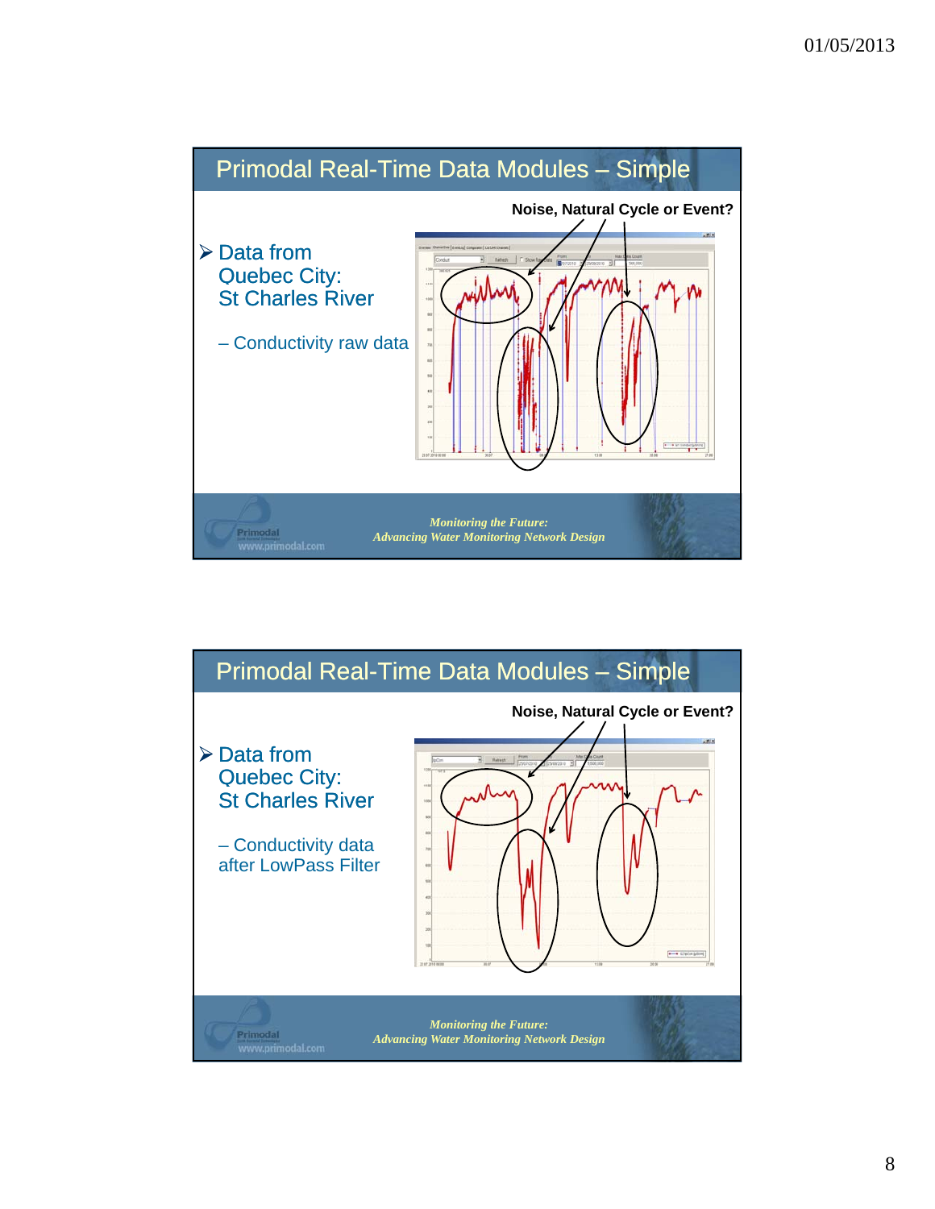## Primodal Real-Time Data Modules – Simple

**Noise, Natural Cycle or Event?**

- Data from Quebec City: St Charles River
  - Conductivity raw data

*Monitoring the Future: Advancing Water Monitoring Network Design*

## Primodal Real-Time Data Modules – Simple

**Noise, Natural Cycle or Event?**

- Data from Quebec City: St Charles River
  - Conductivity data after LowPass Filter

*Monitoring the Future: Advancing Water Monitoring Network Design*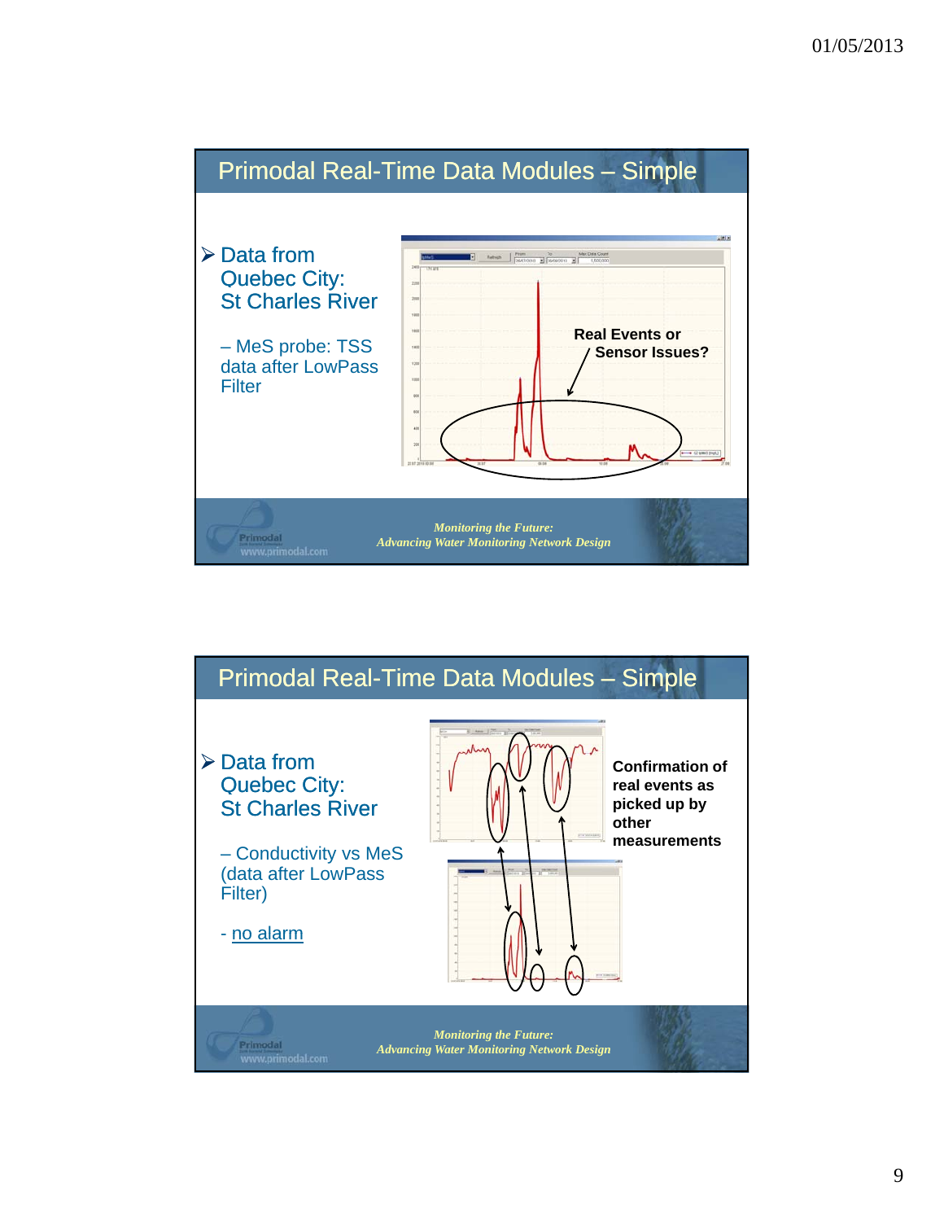## Primodal Real-Time Data Modules – Simple

- Data from Quebec City: St Charles River
  - – MeS probe: TSS data after LowPass Filter

Real Events or Sensor Issues?

*Monitoring the Future: Advancing Water Monitoring Network Design*

## Primodal Real-Time Data Modules – Simple

- Data from Quebec City: St Charles River
  - – Conductivity vs MeS (data after LowPass Filter)
  - - no alarm

Confirmation of real events as picked up by other measurements

*Monitoring the Future: Advancing Water Monitoring Network Design*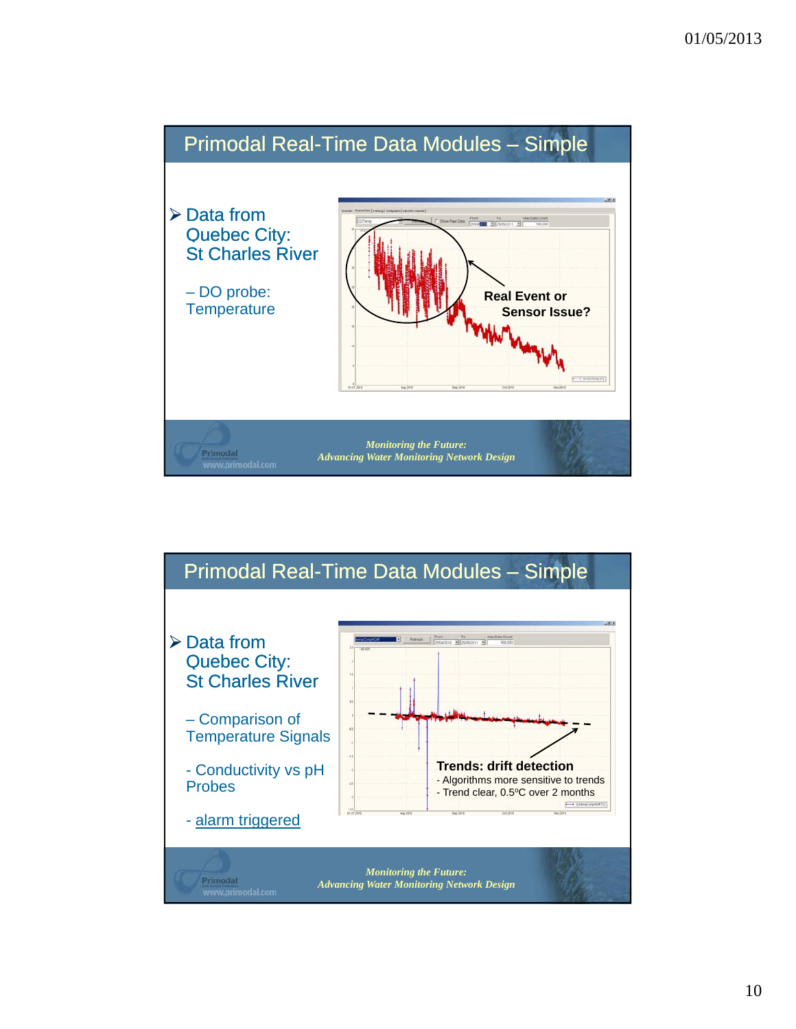## Primodal Real-Time Data Modules – Simple

- Data from Quebec City: St Charles River
  - – DO probe: Temperature

Real Event or Sensor Issue?

*Monitoring the Future: Advancing Water Monitoring Network Design*

## Primodal Real-Time Data Modules – Simple

- Data from Quebec City: St Charles River
  - – Comparison of Temperature Signals
  - - Conductivity vs pH Probes
  - - alarm triggered

**Trends: drift detection**

- Algorithms more sensitive to trends
- Trend clear, 0.5°C over 2 months

*Monitoring the Future: Advancing Water Monitoring Network Design*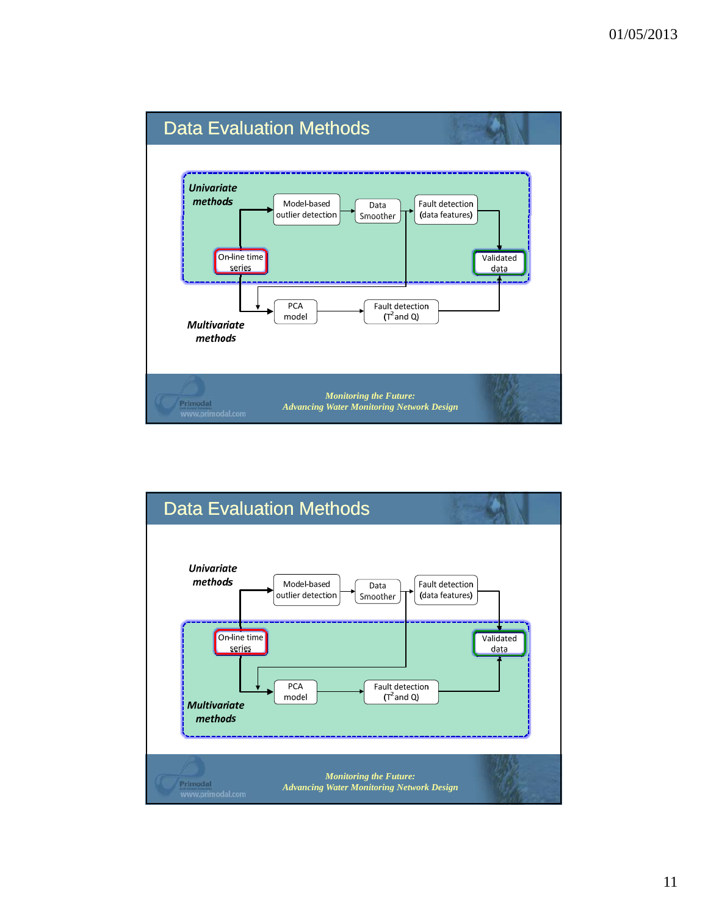## Data Evaluation Methods

*Univariate methods*

On-line time series → Model-based outlier detection → Data Smoother → Fault detection (data features) → Validated data

On-line time series → PCA model → Fault detection ($T^2$ and Q) → Validated data

*Multivariate methods*

*Monitoring the Future: Advancing Water Monitoring Network Design*

## Data Evaluation Methods

*Univariate methods*

On-line time series → Model-based outlier detection → Data Smoother → Fault detection (data features) → Validated data

On-line time series → PCA model → Fault detection ($T^2$ and Q) → Validated data

*Multivariate methods*

*Monitoring the Future: Advancing Water Monitoring Network Design*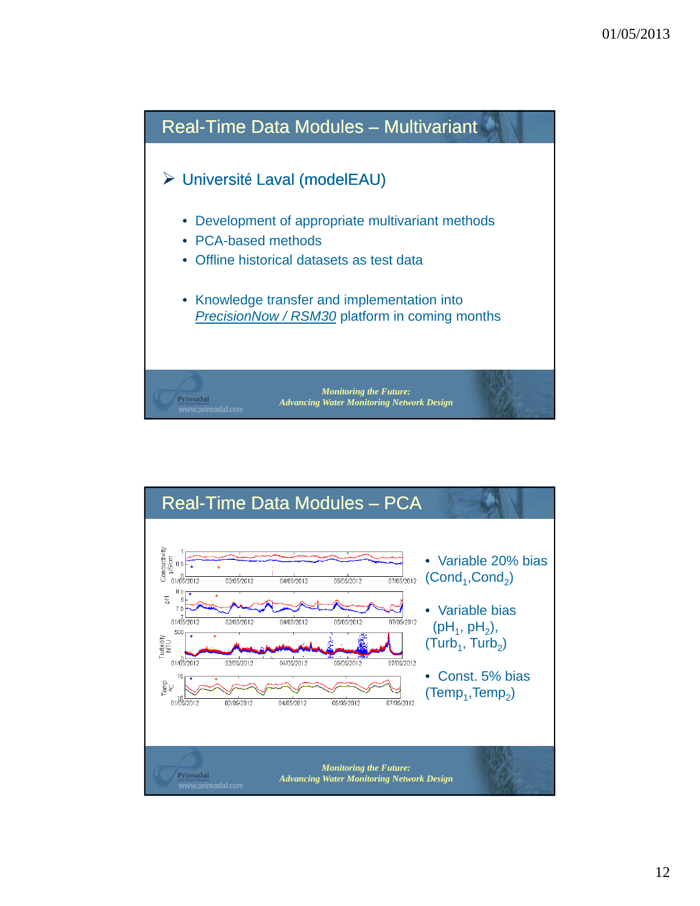## Real-Time Data Modules – Multivariant

- Université Laval (modelEAU)
  - Development of appropriate multivariant methods
  - PCA-based methods
  - Offline historical datasets as test data
  - Knowledge transfer and implementation into *PrecisionNow / RSM30* platform in coming months

*Monitoring the Future: Advancing Water Monitoring Network Design*

## Real-Time Data Modules – PCA

- Variable 20% bias ($Cond_1$,$Cond_2$)
- Variable bias ($pH_1$, $pH_2$), ($Turb_1$, $Turb_2$)
- Const. 5% bias ($Temp_1$,$Temp_2$)

*Monitoring the Future: Advancing Water Monitoring Network Design*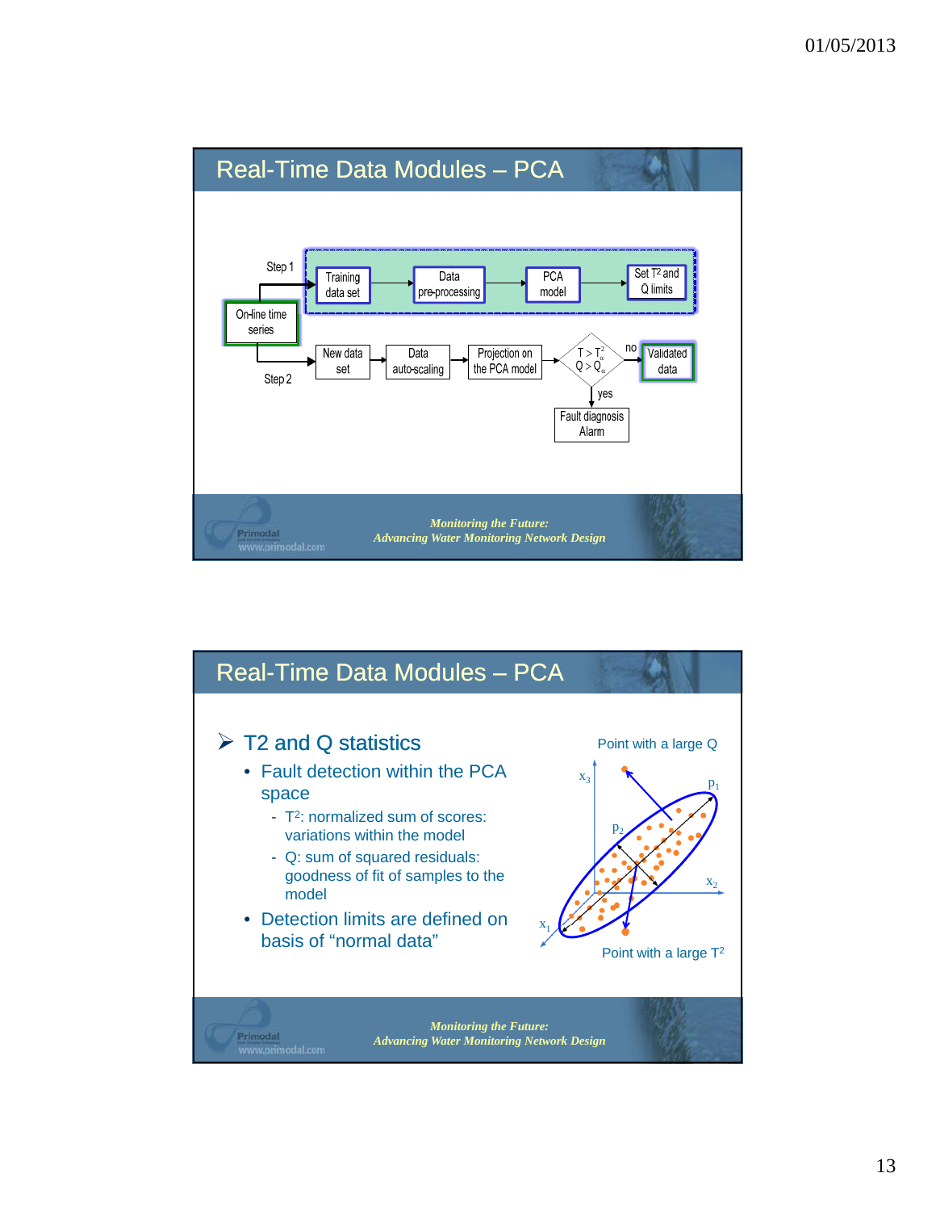## Real-Time Data Modules – PCA

Step 1

On-line time series

Training data set → Data pre-processing → PCA model → Set $T^2$ and Q limits

Step 2

New data set → Data auto-scaling → Projection on the PCA model → $T > T^2_\alpha$, $Q > Q_\alpha$ → no → Validated data

yes → Fault diagnosis Alarm

*Monitoring the Future:*
*Advancing Water Monitoring Network Design*

## Real-Time Data Modules – PCA

- T2 and Q statistics
  - Fault detection within the PCA space
    - $T^2$: normalized sum of scores: variations within the model
    - Q: sum of squared residuals: goodness of fit of samples to the model
  - Detection limits are defined on basis of "normal data"

Point with a large Q

$x_3$, $p_1$, $p_2$, $x_2$, $x_1$

Point with a large $T^2$

*Monitoring the Future:*
*Advancing Water Monitoring Network Design*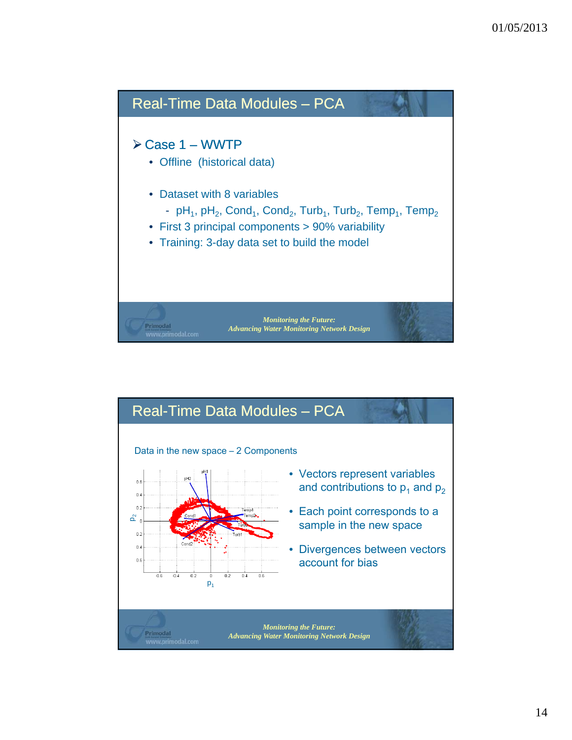## Real-Time Data Modules – PCA

- **Case 1 – WWTP**
  - Offline (historical data)
  - Dataset with 8 variables
    - $pH_1$, $pH_2$, $Cond_1$, $Cond_2$, $Turb_1$, $Turb_2$, $Temp_1$, $Temp_2$
  - First 3 principal components > 90% variability
  - Training: 3-day data set to build the model

*Monitoring the Future: Advancing Water Monitoring Network Design*

## Real-Time Data Modules – PCA

Data in the new space – 2 Components

- Vectors represent variables and contributions to $p_1$ and $p_2$
- Each point corresponds to a sample in the new space
- Divergences between vectors account for bias

*Monitoring the Future: Advancing Water Monitoring Network Design*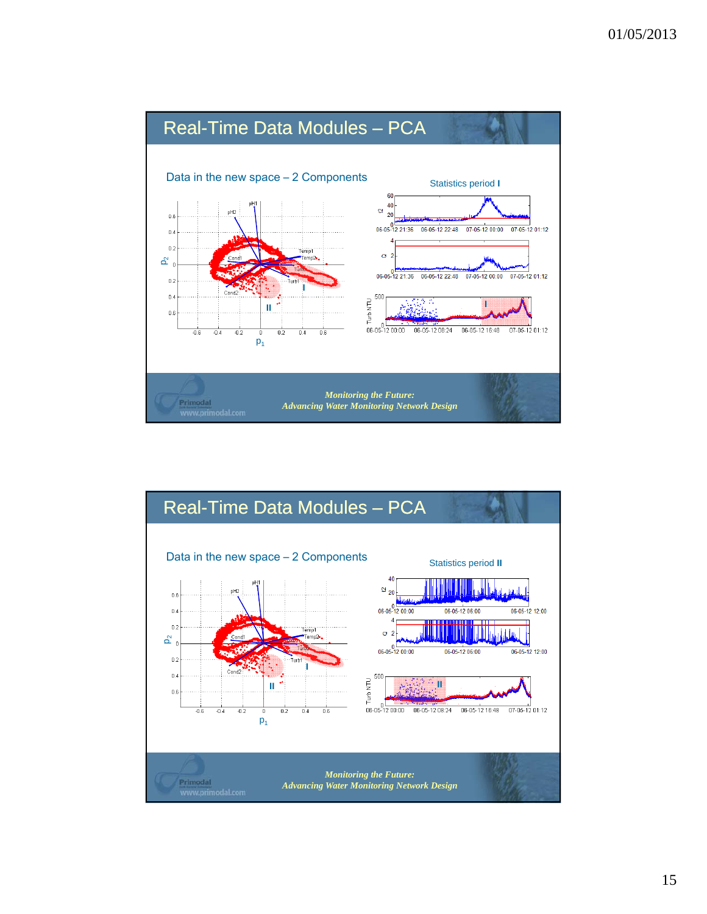## Real-Time Data Modules – PCA

Data in the new space – 2 Components

Statistics period **I**

*Monitoring the Future:*
*Advancing Water Monitoring Network Design*

## Real-Time Data Modules – PCA

Data in the new space – 2 Components

Statistics period **II**

*Monitoring the Future:*
*Advancing Water Monitoring Network Design*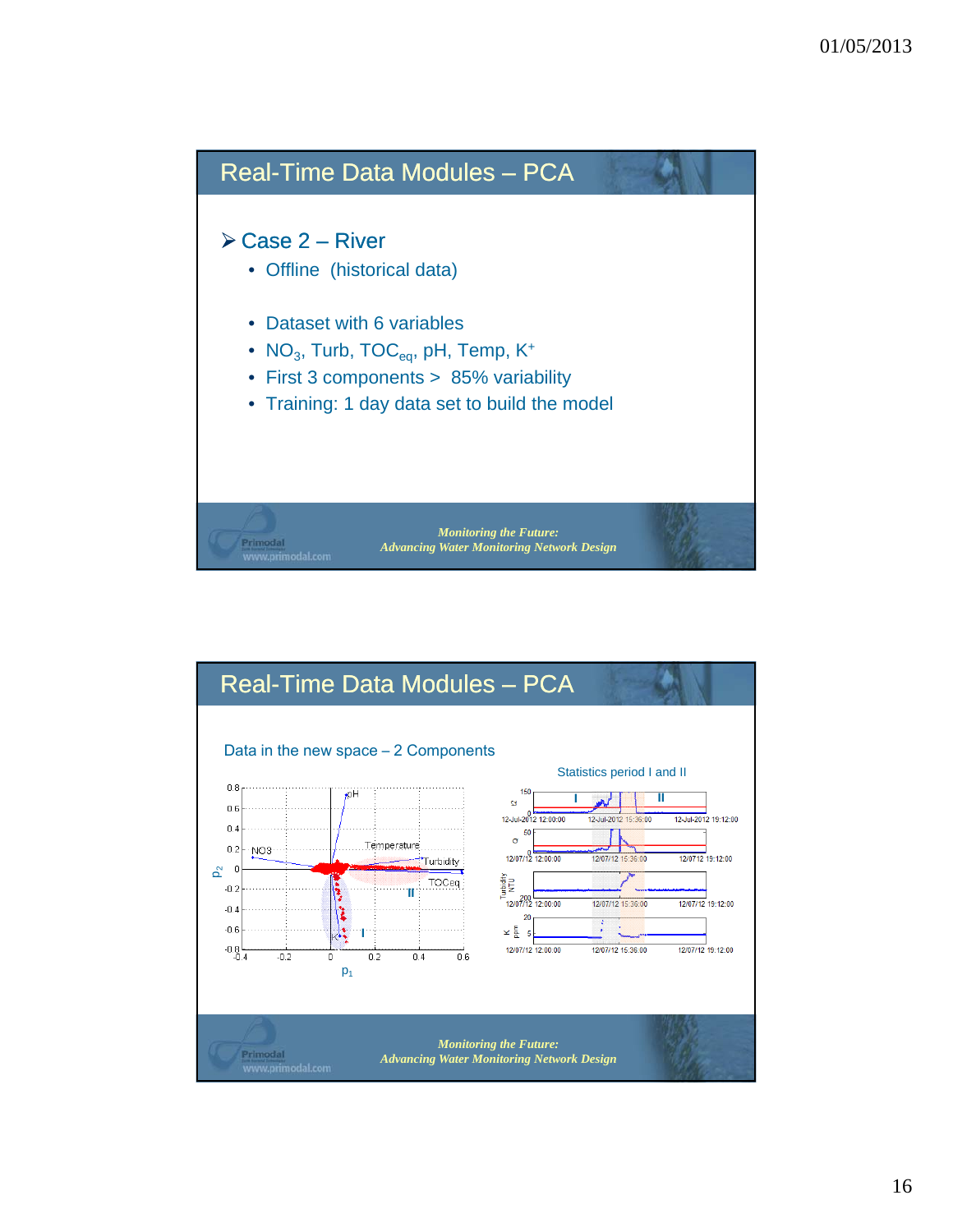## Real-Time Data Modules – PCA

- **Case 2 – River**
  - Offline (historical data)
  - Dataset with 6 variables
  - $NO_3$, Turb, $TOC_{eq}$, pH, Temp, $K^+$
  - First 3 components > 85% variability
  - Training: 1 day data set to build the model

*Monitoring the Future: Advancing Water Monitoring Network Design*

## Real-Time Data Modules – PCA

Data in the new space – 2 Components

Statistics period I and II

*Monitoring the Future: Advancing Water Monitoring Network Design*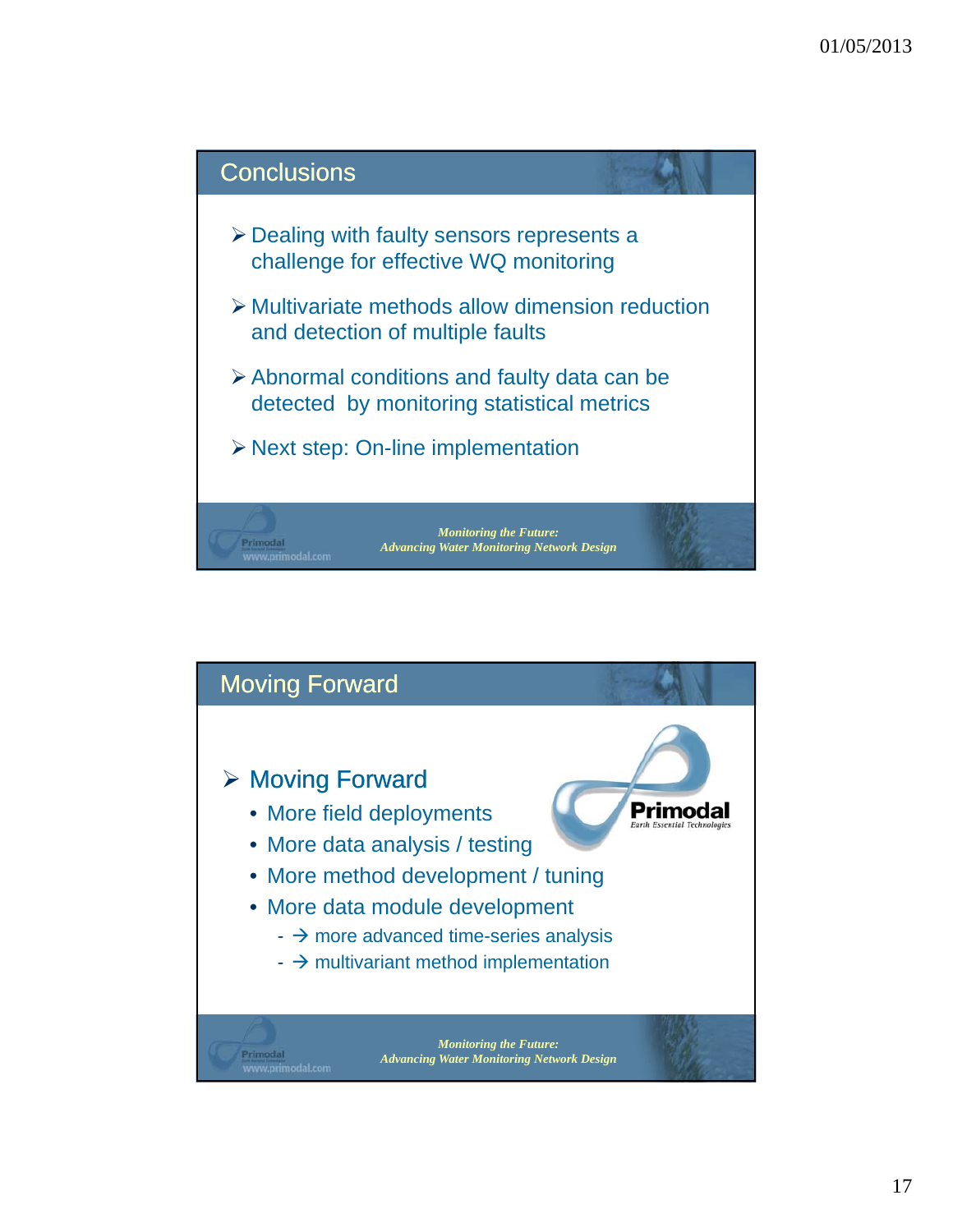## Conclusions

- Dealing with faulty sensors represents a challenge for effective WQ monitoring
- Multivariate methods allow dimension reduction and detection of multiple faults
- Abnormal conditions and faulty data can be detected by monitoring statistical metrics
- Next step: On-line implementation

## Moving Forward

- Moving Forward
  - More field deployments
  - More data analysis / testing
  - More method development / tuning
  - More data module development
    - → more advanced time-series analysis
    - → multivariant method implementation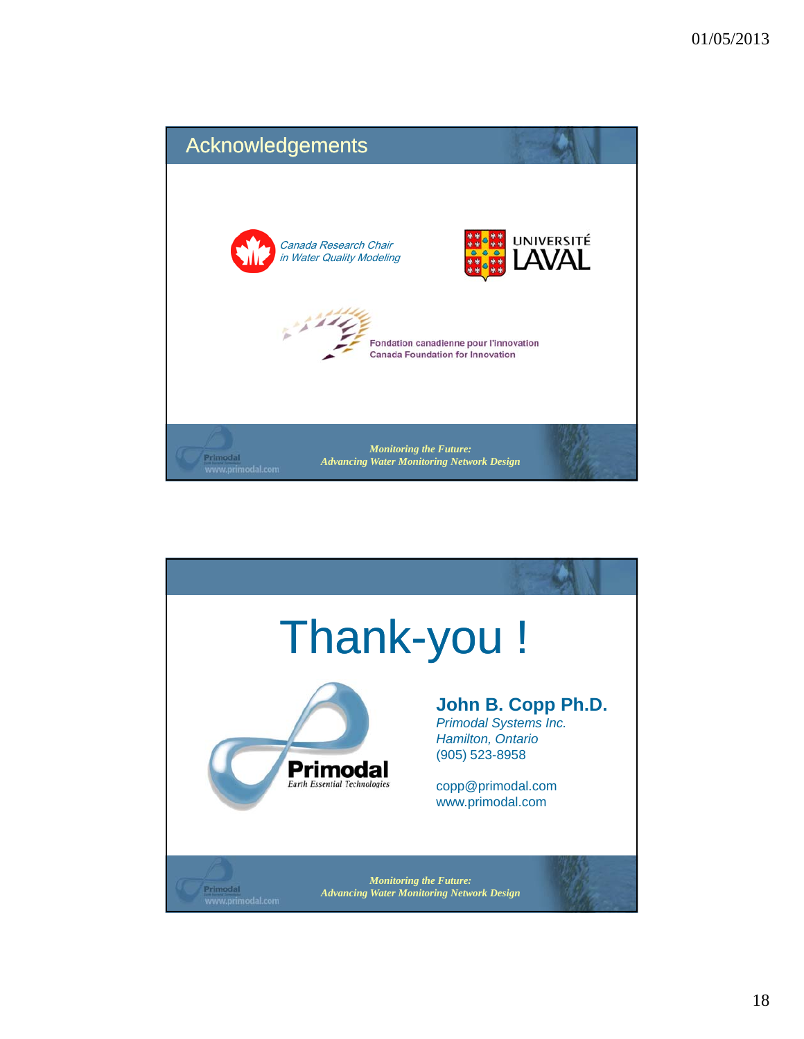## Acknowledgements

*Canada Research Chair in Water Quality Modeling*

UNIVERSITÉ LAVAL

Fondation canadienne pour l'innovation
Canada Foundation for Innovation

*Monitoring the Future: Advancing Water Monitoring Network Design*

# Thank-you !

Primodal
*Earth Essential Technologies*

**John B. Copp Ph.D.**
*Primodal Systems Inc.*
*Hamilton, Ontario*
(905) 523-8958

copp@primodal.com
www.primodal.com

*Monitoring the Future: Advancing Water Monitoring Network Design*